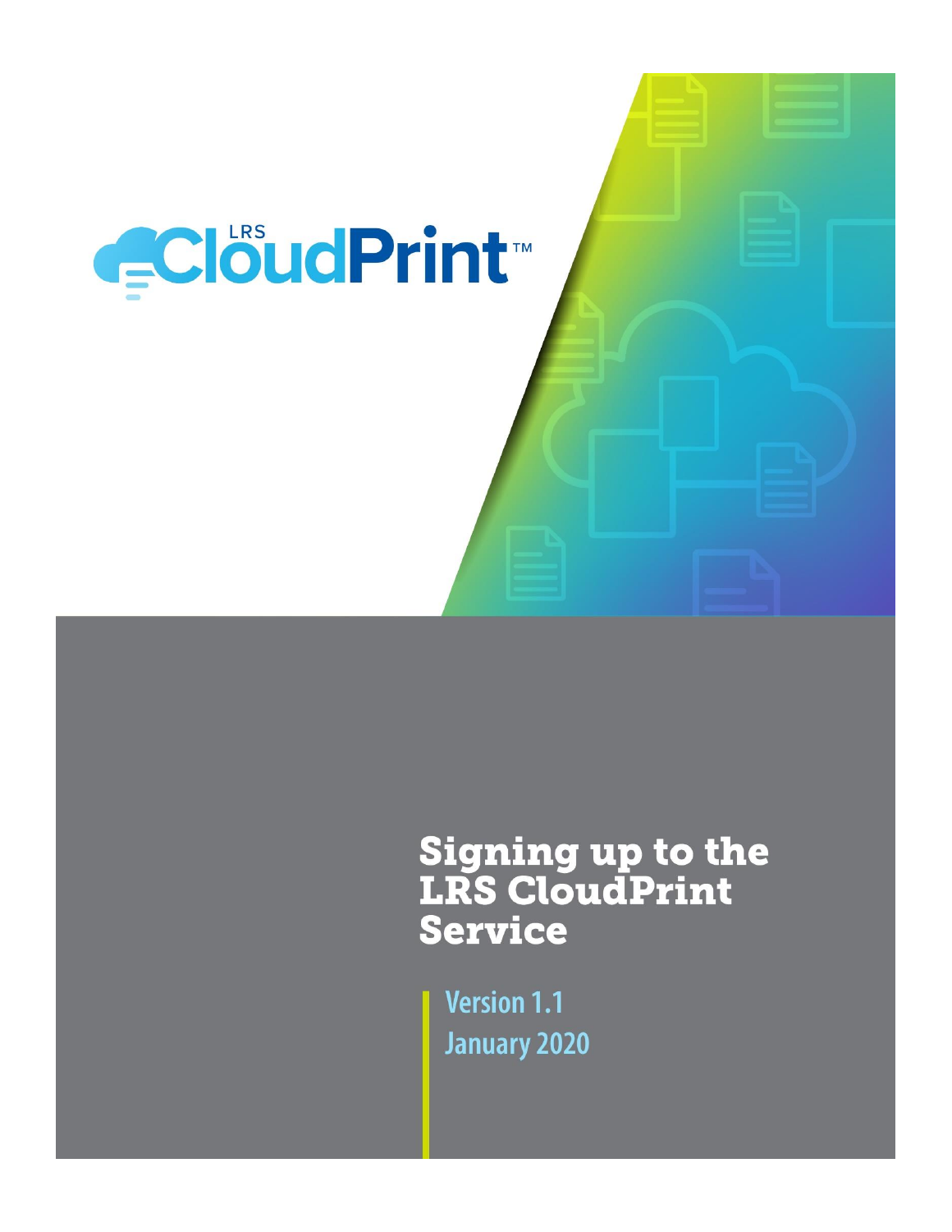LRS CloudPrint™

# Signing up to the LRS CloudPrint Service

Version 1.1

January 2020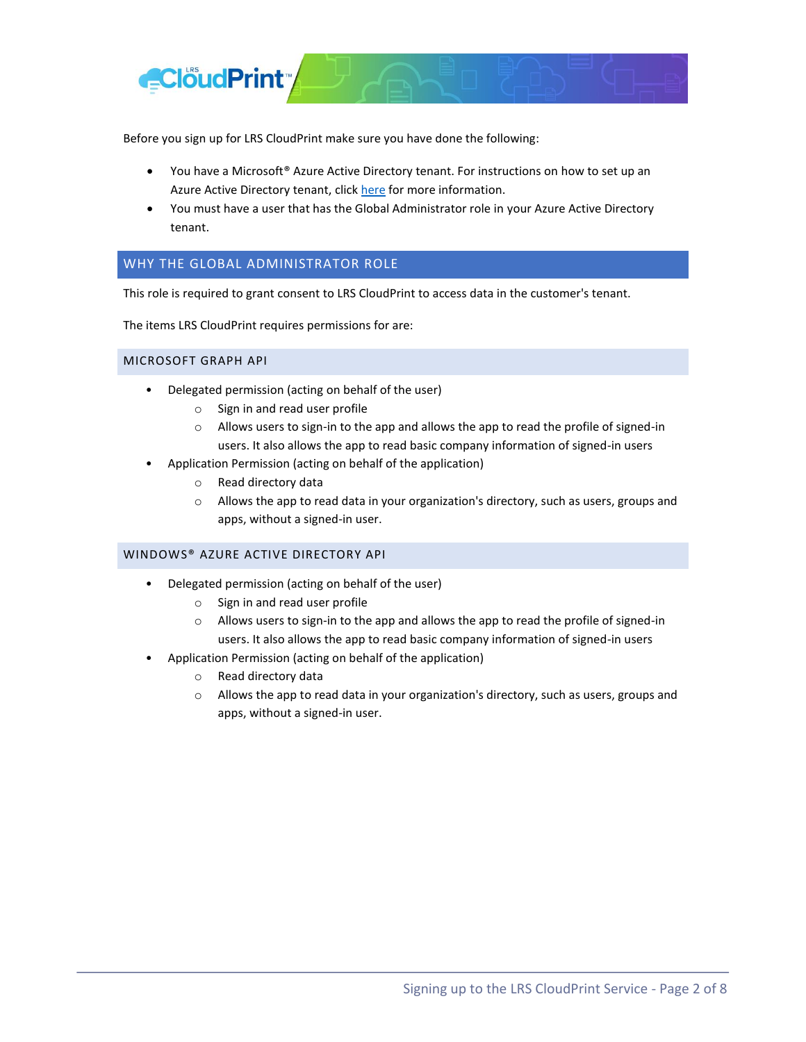Before you sign up for LRS CloudPrint make sure you have done the following:

- You have a Microsoft® Azure Active Directory tenant. For instructions on how to set up an Azure Active Directory tenant, click here for more information.
- You must have a user that has the Global Administrator role in your Azure Active Directory tenant.

## WHY THE GLOBAL ADMINISTRATOR ROLE

This role is required to grant consent to LRS CloudPrint to access data in the customer's tenant.

The items LRS CloudPrint requires permissions for are:

### MICROSOFT GRAPH API

- Delegated permission (acting on behalf of the user)
  - Sign in and read user profile
  - Allows users to sign-in to the app and allows the app to read the profile of signed-in users. It also allows the app to read basic company information of signed-in users
- Application Permission (acting on behalf of the application)
  - Read directory data
  - Allows the app to read data in your organization's directory, such as users, groups and apps, without a signed-in user.

### WINDOWS® AZURE ACTIVE DIRECTORY API

- Delegated permission (acting on behalf of the user)
  - Sign in and read user profile
  - Allows users to sign-in to the app and allows the app to read the profile of signed-in users. It also allows the app to read basic company information of signed-in users
- Application Permission (acting on behalf of the application)
  - Read directory data
  - Allows the app to read data in your organization's directory, such as users, groups and apps, without a signed-in user.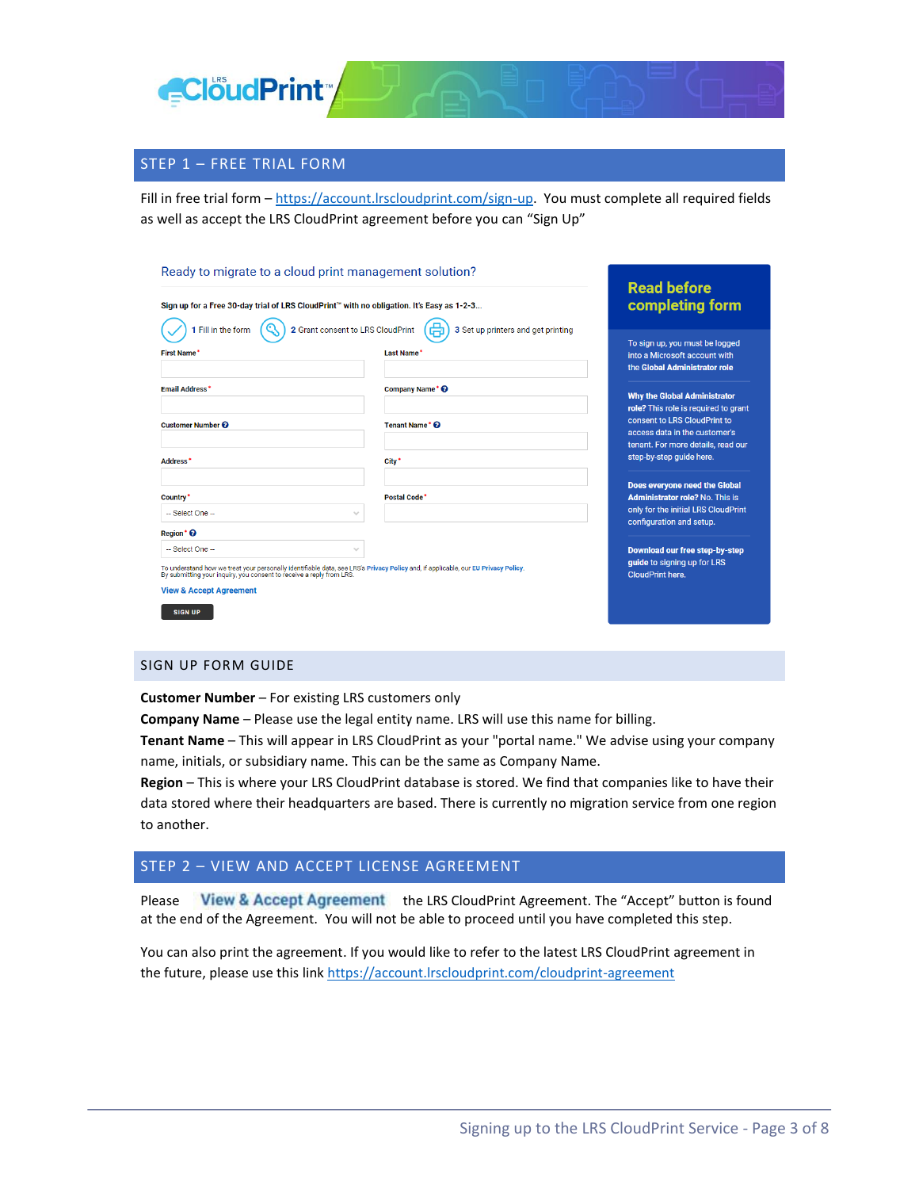## STEP 1 – FREE TRIAL FORM

Fill in free trial form – https://account.lrscloudprint.com/sign-up. You must complete all required fields as well as accept the LRS CloudPrint agreement before you can "Sign Up"

Ready to migrate to a cloud print management solution?

Sign up for a Free 30-day trial of LRS CloudPrint™ with no obligation. It's Easy as 1-2-3...

1 Fill in the form   2 Grant consent to LRS CloudPrint   3 Set up printers and get printing

First Name*
Last Name*
Email Address*
Company Name*
Customer Number
Tenant Name*
Address*
City*
Country*  -- Select One --
Postal Code*
Region*  -- Select One --

To understand how we treat your personally identifiable data, see LRS's Privacy Policy and, if applicable, our EU Privacy Policy. By submitting your inquiry, you consent to receive a reply from LRS.

View & Accept Agreement

SIGN UP

**Read before completing form**

To sign up, you must be logged into a Microsoft account with the **Global Administrator role**

**Why the Global Administrator role?** This role is required to grant consent to LRS CloudPrint to access data in the customer's tenant. For more details, read our step-by-step guide here.

**Does everyone need the Global Administrator role?** No. This is only for the initial LRS CloudPrint configuration and setup.

**Download our free step-by-step guide** to signing up for LRS CloudPrint here.

### SIGN UP FORM GUIDE

**Customer Number** – For existing LRS customers only
**Company Name** – Please use the legal entity name. LRS will use this name for billing.
**Tenant Name** – This will appear in LRS CloudPrint as your "portal name." We advise using your company name, initials, or subsidiary name. This can be the same as Company Name.
**Region** – This is where your LRS CloudPrint database is stored. We find that companies like to have their data stored where their headquarters are based. There is currently no migration service from one region to another.

## STEP 2 – VIEW AND ACCEPT LICENSE AGREEMENT

Please **View & Accept Agreement** the LRS CloudPrint Agreement. The "Accept" button is found at the end of the Agreement. You will not be able to proceed until you have completed this step.

You can also print the agreement. If you would like to refer to the latest LRS CloudPrint agreement in the future, please use this link https://account.lrscloudprint.com/cloudprint-agreement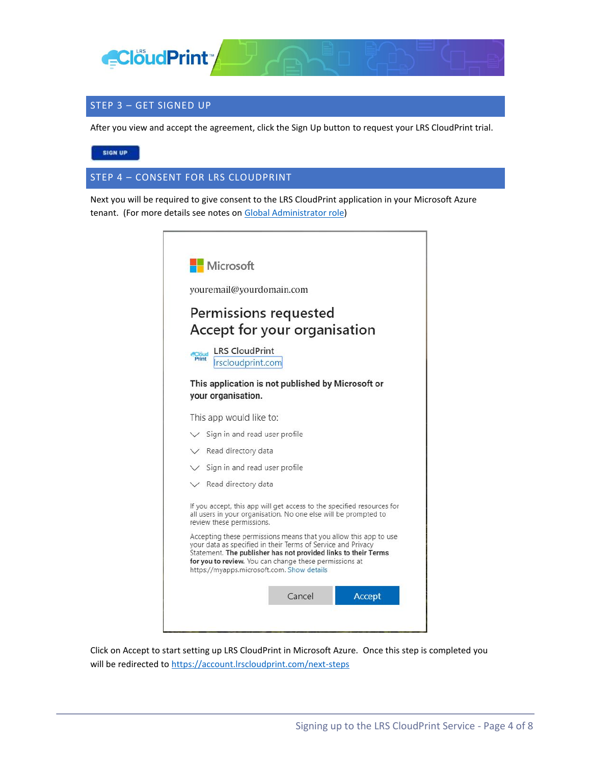## STEP 3 – GET SIGNED UP

After you view and accept the agreement, click the Sign Up button to request your LRS CloudPrint trial.

SIGN UP

## STEP 4 – CONSENT FOR LRS CLOUDPRINT

Next you will be required to give consent to the LRS CloudPrint application in your Microsoft Azure tenant. (For more details see notes on Global Administrator role)

Microsoft

youremail@yourdomain.com

Permissions requested
Accept for your organisation

LRS CloudPrint
lrscloudprint.com

**This application is not published by Microsoft or your organisation.**

This app would like to:

- Sign in and read user profile
- Read directory data
- Sign in and read user profile
- Read directory data

If you accept, this app will get access to the specified resources for all users in your organisation. No one else will be prompted to review these permissions.

Accepting these permissions means that you allow this app to use your data as specified in their Terms of Service and Privacy Statement. **The publisher has not provided links to their Terms for you to review.** You can change these permissions at https://myapps.microsoft.com. Show details

Cancel | Accept

Click on Accept to start setting up LRS CloudPrint in Microsoft Azure. Once this step is completed you will be redirected to https://account.lrscloudprint.com/next-steps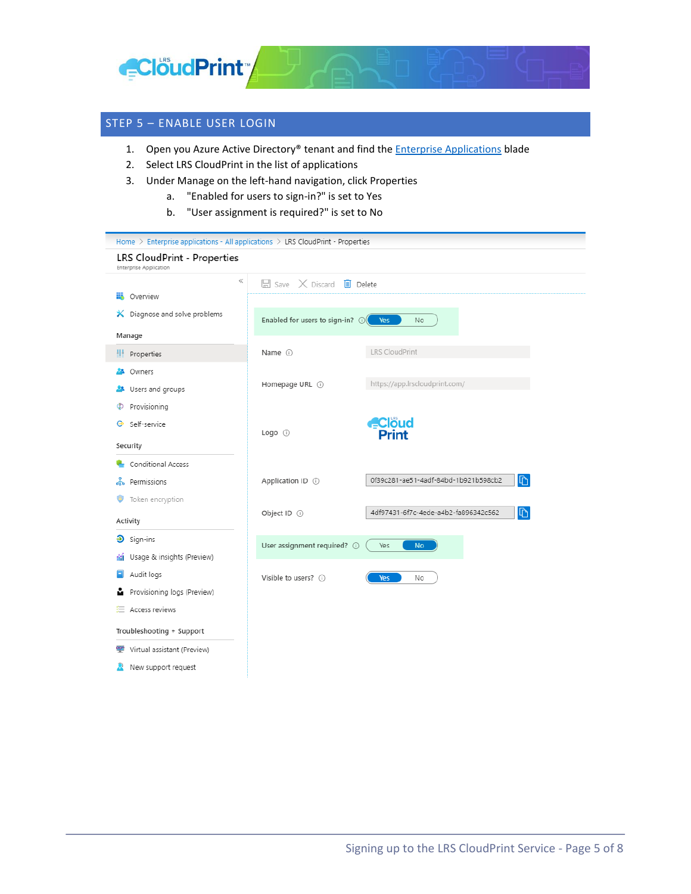## STEP 5 – ENABLE USER LOGIN

1. Open you Azure Active Directory® tenant and find the Enterprise Applications blade
2. Select LRS CloudPrint in the list of applications
3. Under Manage on the left-hand navigation, click Properties
   a. "Enabled for users to sign-in?" is set to Yes
   b. "User assignment is required?" is set to No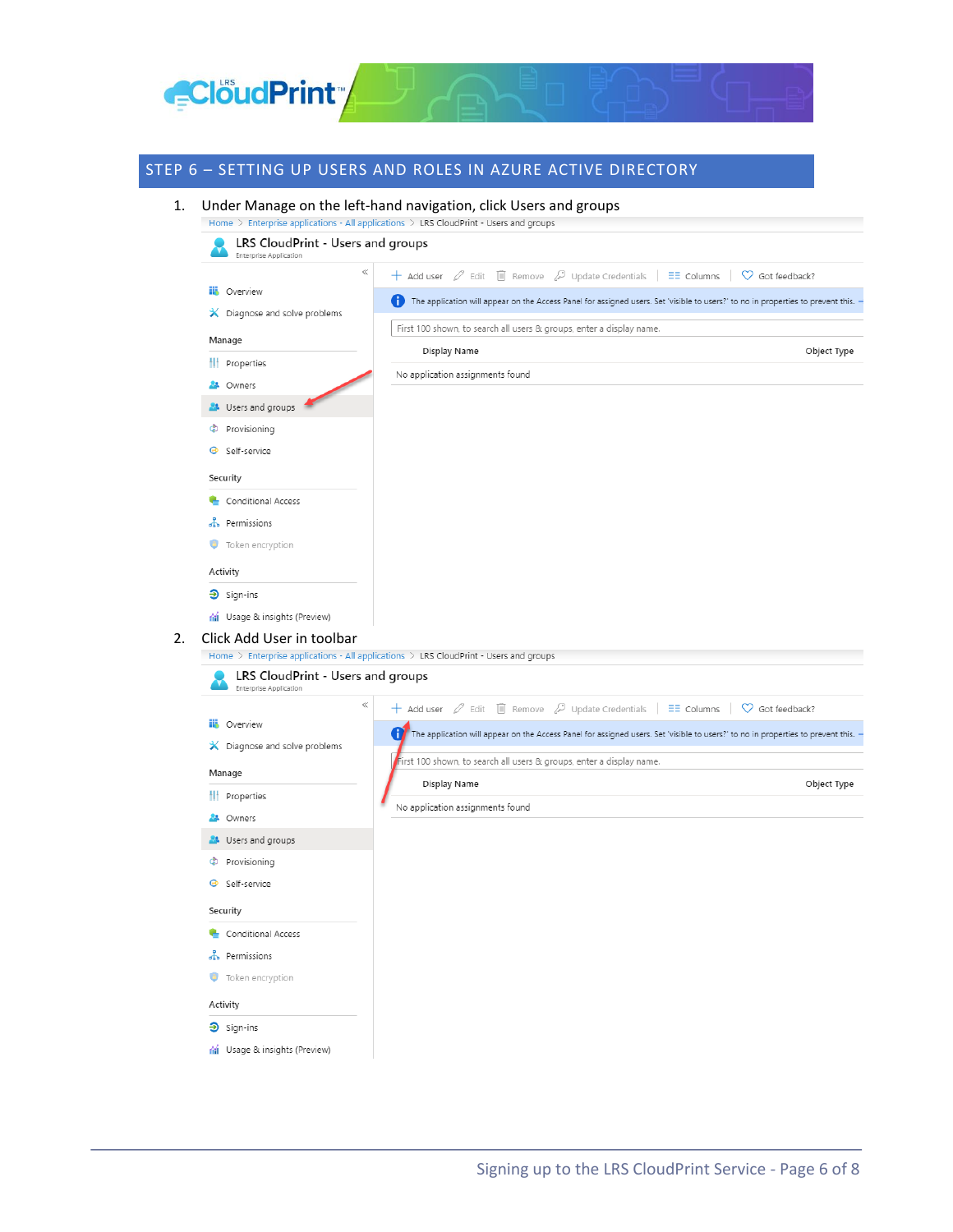## STEP 6 – SETTING UP USERS AND ROLES IN AZURE ACTIVE DIRECTORY

1. Under Manage on the left-hand navigation, click Users and groups

2. Click Add User in toolbar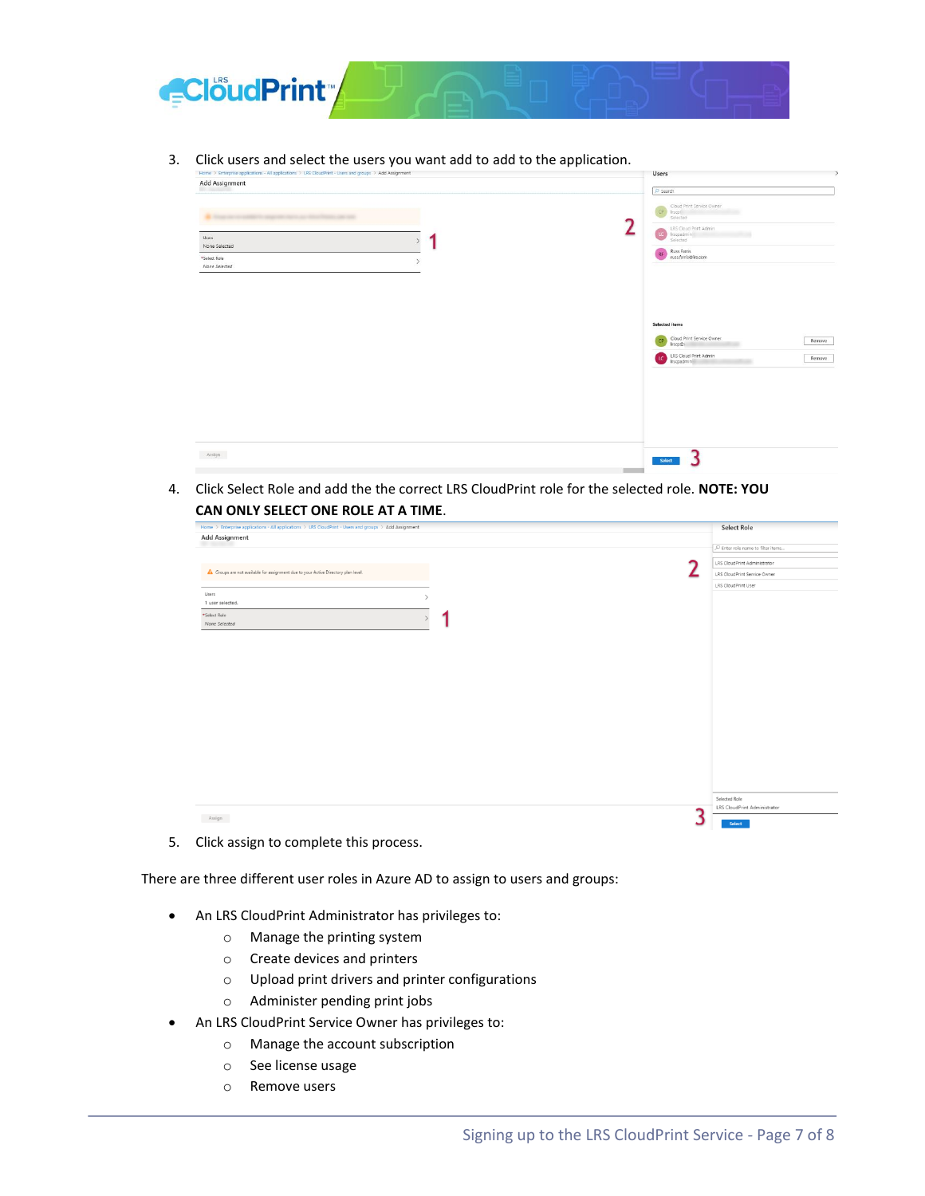3. Click users and select the users you want add to add to the application.

4. Click Select Role and add the the correct LRS CloudPrint role for the selected role. **NOTE: YOU CAN ONLY SELECT ONE ROLE AT A TIME**.

5. Click assign to complete this process.

There are three different user roles in Azure AD to assign to users and groups:

- An LRS CloudPrint Administrator has privileges to:
  - Manage the printing system
  - Create devices and printers
  - Upload print drivers and printer configurations
  - Administer pending print jobs
- An LRS CloudPrint Service Owner has privileges to:
  - Manage the account subscription
  - See license usage
  - Remove users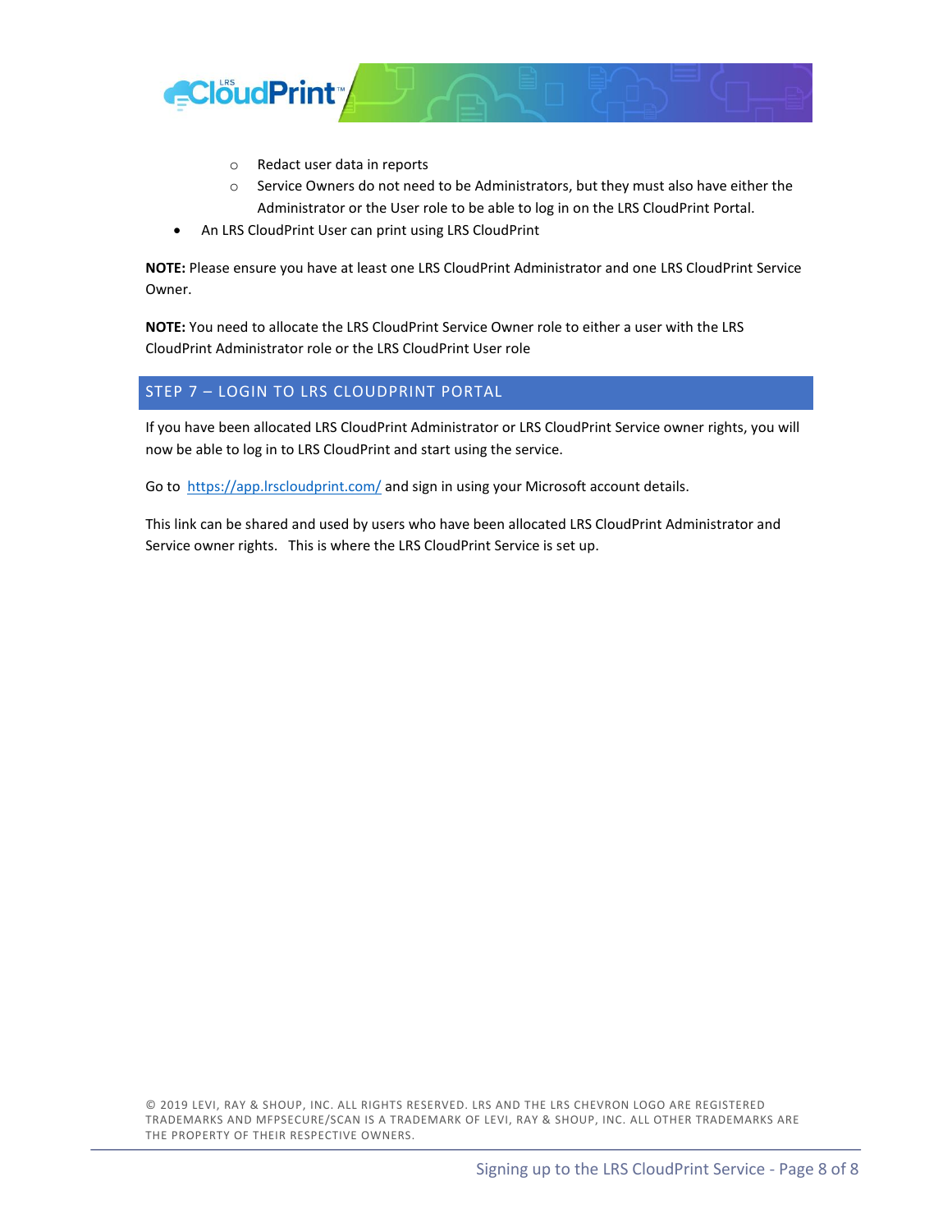- Redact user data in reports
    - Service Owners do not need to be Administrators, but they must also have either the Administrator or the User role to be able to log in on the LRS CloudPrint Portal.
- An LRS CloudPrint User can print using LRS CloudPrint

**NOTE:** Please ensure you have at least one LRS CloudPrint Administrator and one LRS CloudPrint Service Owner.

**NOTE:** You need to allocate the LRS CloudPrint Service Owner role to either a user with the LRS CloudPrint Administrator role or the LRS CloudPrint User role

## STEP 7 – LOGIN TO LRS CLOUDPRINT PORTAL

If you have been allocated LRS CloudPrint Administrator or LRS CloudPrint Service owner rights, you will now be able to log in to LRS CloudPrint and start using the service.

Go to https://app.lrscloudprint.com/ and sign in using your Microsoft account details.

This link can be shared and used by users who have been allocated LRS CloudPrint Administrator and Service owner rights. This is where the LRS CloudPrint Service is set up.

© 2019 LEVI, RAY & SHOUP, INC. ALL RIGHTS RESERVED. LRS AND THE LRS CHEVRON LOGO ARE REGISTERED TRADEMARKS AND MFPSECURE/SCAN IS A TRADEMARK OF LEVI, RAY & SHOUP, INC. ALL OTHER TRADEMARKS ARE THE PROPERTY OF THEIR RESPECTIVE OWNERS.